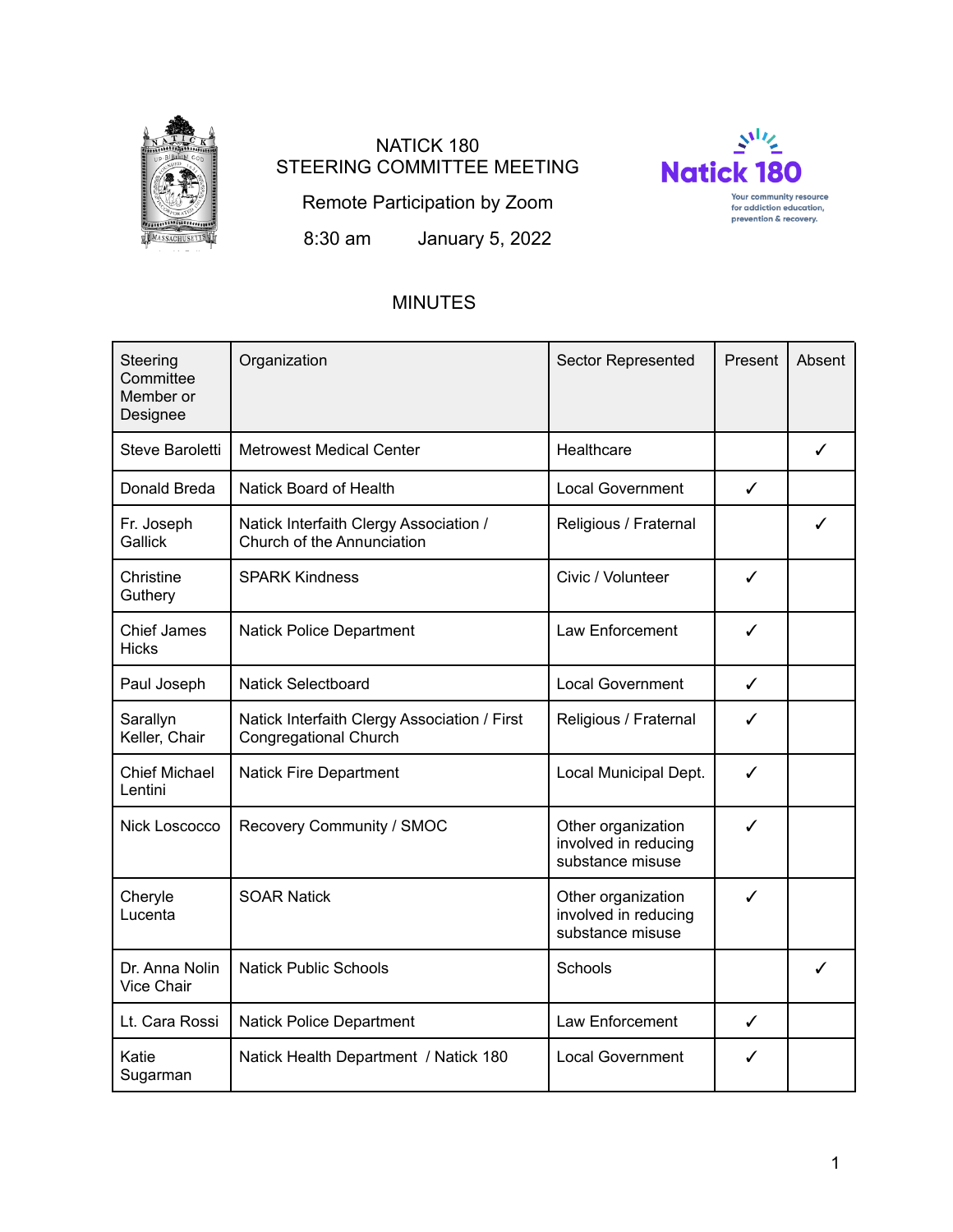# NATICK 180
## STEERING COMMITTEE MEETING

Remote Participation by Zoom

8:30 am January 5, 2022

## MINUTES

| Steering Committee Member or Designee | Organization | Sector Represented | Present | Absent |
|---|---|---|---|---|
| Steve Baroletti | Metrowest Medical Center | Healthcare | | ✓ |
| Donald Breda | Natick Board of Health | Local Government | ✓ | |
| Fr. Joseph Gallick | Natick Interfaith Clergy Association / Church of the Annunciation | Religious / Fraternal | | ✓ |
| Christine Guthery | SPARK Kindness | Civic / Volunteer | ✓ | |
| Chief James Hicks | Natick Police Department | Law Enforcement | ✓ | |
| Paul Joseph | Natick Selectboard | Local Government | ✓ | |
| Sarallyn Keller, Chair | Natick Interfaith Clergy Association / First Congregational Church | Religious / Fraternal | ✓ | |
| Chief Michael Lentini | Natick Fire Department | Local Municipal Dept. | ✓ | |
| Nick Loscocco | Recovery Community / SMOC | Other organization involved in reducing substance misuse | ✓ | |
| Cheryle Lucenta | SOAR Natick | Other organization involved in reducing substance misuse | ✓ | |
| Dr. Anna Nolin Vice Chair | Natick Public Schools | Schools | | ✓ |
| Lt. Cara Rossi | Natick Police Department | Law Enforcement | ✓ | |
| Katie Sugarman | Natick Health Department / Natick 180 | Local Government | ✓ | |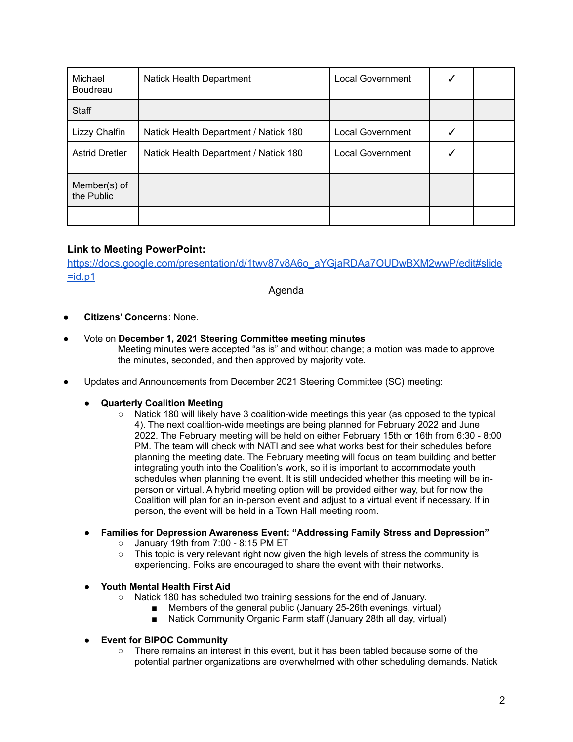| Michael Boudreau | Natick Health Department | Local Government | ✓ | |
|---|---|---|---|---|
| Staff | | | | |
| Lizzy Chalfin | Natick Health Department / Natick 180 | Local Government | ✓ | |
| Astrid Dretler | Natick Health Department / Natick 180 | Local Government | ✓ | |
| Member(s) of the Public | | | | |
| | | | | |

**Link to Meeting PowerPoint:**
https://docs.google.com/presentation/d/1twv87v8A6o_aYGjaRDAa7OUDwBXM2wwP/edit#slide=id.p1

Agenda

- **Citizens' Concerns**: None.

- Vote on **December 1, 2021 Steering Committee meeting minutes**
  Meeting minutes were accepted "as is" and without change; a motion was made to approve the minutes, seconded, and then approved by majority vote.

- Updates and Announcements from December 2021 Steering Committee (SC) meeting:

  - **Quarterly Coalition Meeting**
    - Natick 180 will likely have 3 coalition-wide meetings this year (as opposed to the typical 4). The next coalition-wide meetings are being planned for February 2022 and June 2022. The February meeting will be held on either February 15th or 16th from 6:30 - 8:00 PM. The team will check with NATI and see what works best for their schedules before planning the meeting date. The February meeting will focus on team building and better integrating youth into the Coalition's work, so it is important to accommodate youth schedules when planning the event. It is still undecided whether this meeting will be in-person or virtual. A hybrid meeting option will be provided either way, but for now the Coalition will plan for an in-person event and adjust to a virtual event if necessary. If in person, the event will be held in a Town Hall meeting room.

  - **Families for Depression Awareness Event: "Addressing Family Stress and Depression"**
    - January 19th from 7:00 - 8:15 PM ET
    - This topic is very relevant right now given the high levels of stress the community is experiencing. Folks are encouraged to share the event with their networks.

  - **Youth Mental Health First Aid**
    - Natick 180 has scheduled two training sessions for the end of January.
      - Members of the general public (January 25-26th evenings, virtual)
      - Natick Community Organic Farm staff (January 28th all day, virtual)

  - **Event for BIPOC Community**
    - There remains an interest in this event, but it has been tabled because some of the potential partner organizations are overwhelmed with other scheduling demands. Natick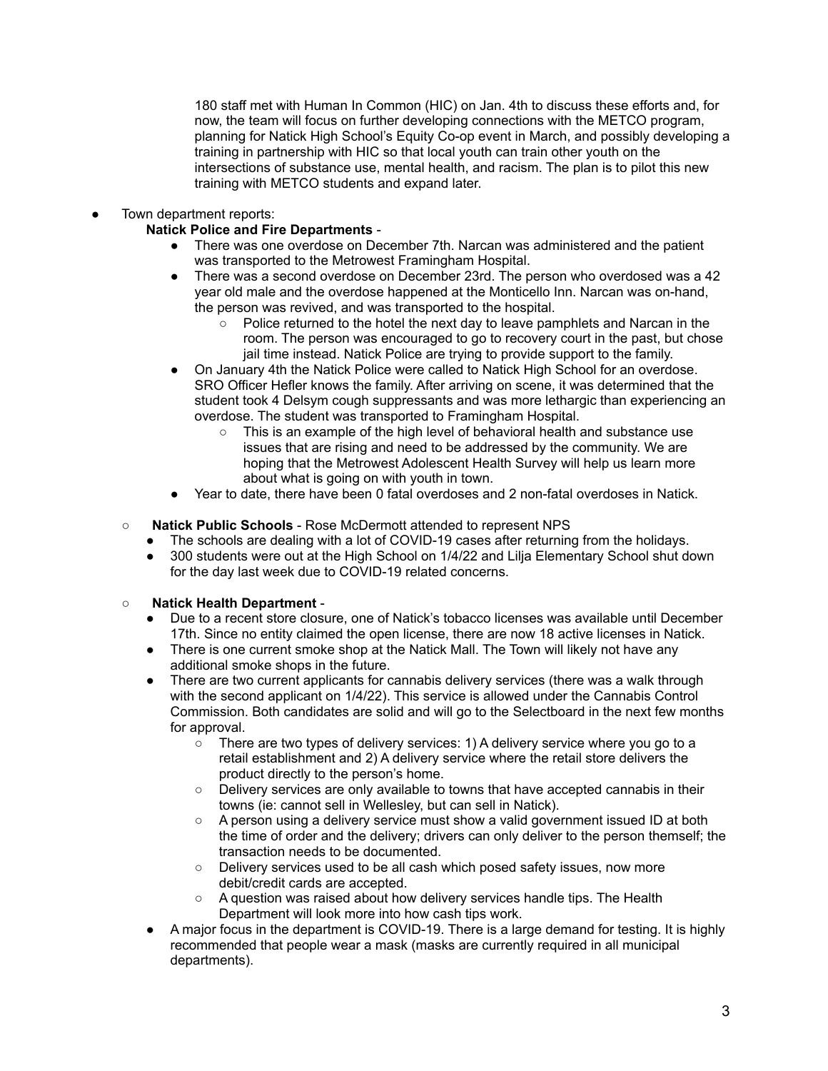180 staff met with Human In Common (HIC) on Jan. 4th to discuss these efforts and, for now, the team will focus on further developing connections with the METCO program, planning for Natick High School's Equity Co-op event in March, and possibly developing a training in partnership with HIC so that local youth can train other youth on the intersections of substance use, mental health, and racism. The plan is to pilot this new training with METCO students and expand later.

- Town department reports:

  **Natick Police and Fire Departments** -

  - There was one overdose on December 7th. Narcan was administered and the patient was transported to the Metrowest Framingham Hospital.
  - There was a second overdose on December 23rd. The person who overdosed was a 42 year old male and the overdose happened at the Monticello Inn. Narcan was on-hand, the person was revived, and was transported to the hospital.
    - Police returned to the hotel the next day to leave pamphlets and Narcan in the room. The person was encouraged to go to recovery court in the past, but chose jail time instead. Natick Police are trying to provide support to the family.
  - On January 4th the Natick Police were called to Natick High School for an overdose. SRO Officer Hefler knows the family. After arriving on scene, it was determined that the student took 4 Delsym cough suppressants and was more lethargic than experiencing an overdose. The student was transported to Framingham Hospital.
    - This is an example of the high level of behavioral health and substance use issues that are rising and need to be addressed by the community. We are hoping that the Metrowest Adolescent Health Survey will help us learn more about what is going on with youth in town.
  - Year to date, there have been 0 fatal overdoses and 2 non-fatal overdoses in Natick.

  - **Natick Public Schools** - Rose McDermott attended to represent NPS
    - The schools are dealing with a lot of COVID-19 cases after returning from the holidays.
    - 300 students were out at the High School on 1/4/22 and Lilja Elementary School shut down for the day last week due to COVID-19 related concerns.

  - **Natick Health Department** -
    - Due to a recent store closure, one of Natick's tobacco licenses was available until December 17th. Since no entity claimed the open license, there are now 18 active licenses in Natick.
    - There is one current smoke shop at the Natick Mall. The Town will likely not have any additional smoke shops in the future.
    - There are two current applicants for cannabis delivery services (there was a walk through with the second applicant on 1/4/22). This service is allowed under the Cannabis Control Commission. Both candidates are solid and will go to the Selectboard in the next few months for approval.
      - There are two types of delivery services: 1) A delivery service where you go to a retail establishment and 2) A delivery service where the retail store delivers the product directly to the person's home.
      - Delivery services are only available to towns that have accepted cannabis in their towns (ie: cannot sell in Wellesley, but can sell in Natick).
      - A person using a delivery service must show a valid government issued ID at both the time of order and the delivery; drivers can only deliver to the person themself; the transaction needs to be documented.
      - Delivery services used to be all cash which posed safety issues, now more debit/credit cards are accepted.
      - A question was raised about how delivery services handle tips. The Health Department will look more into how cash tips work.
    - A major focus in the department is COVID-19. There is a large demand for testing. It is highly recommended that people wear a mask (masks are currently required in all municipal departments).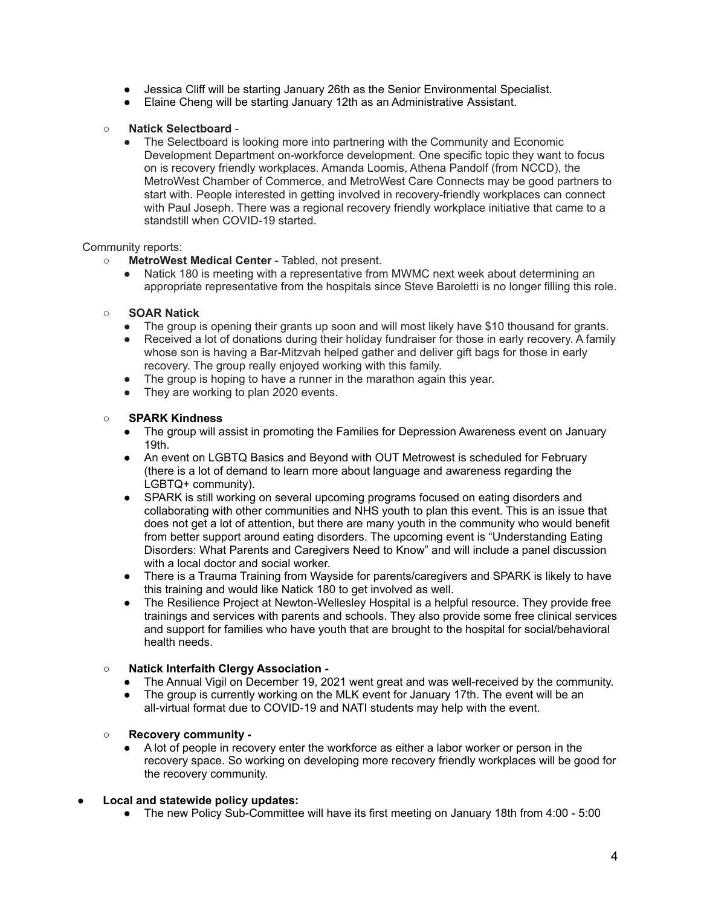- Jessica Cliff will be starting January 26th as the Senior Environmental Specialist.
- Elaine Cheng will be starting January 12th as an Administrative Assistant.

- **Natick Selectboard** -
  - The Selectboard is looking more into partnering with the Community and Economic Development Department on-workforce development. One specific topic they want to focus on is recovery friendly workplaces. Amanda Loomis, Athena Pandolf (from NCCD), the MetroWest Chamber of Commerce, and MetroWest Care Connects may be good partners to start with. People interested in getting involved in recovery-friendly workplaces can connect with Paul Joseph. There was a regional recovery friendly workplace initiative that came to a standstill when COVID-19 started.

Community reports:

- **MetroWest Medical Center** - Tabled, not present.
  - Natick 180 is meeting with a representative from MWMC next week about determining an appropriate representative from the hospitals since Steve Baroletti is no longer filling this role.

- **SOAR Natick**
  - The group is opening their grants up soon and will most likely have $10 thousand for grants.
  - Received a lot of donations during their holiday fundraiser for those in early recovery. A family whose son is having a Bar-Mitzvah helped gather and deliver gift bags for those in early recovery. The group really enjoyed working with this family.
  - The group is hoping to have a runner in the marathon again this year.
  - They are working to plan 2020 events.

- **SPARK Kindness**
  - The group will assist in promoting the Families for Depression Awareness event on January 19th.
  - An event on LGBTQ Basics and Beyond with OUT Metrowest is scheduled for February (there is a lot of demand to learn more about language and awareness regarding the LGBTQ+ community).
  - SPARK is still working on several upcoming programs focused on eating disorders and collaborating with other communities and NHS youth to plan this event. This is an issue that does not get a lot of attention, but there are many youth in the community who would benefit from better support around eating disorders. The upcoming event is "Understanding Eating Disorders: What Parents and Caregivers Need to Know" and will include a panel discussion with a local doctor and social worker.
  - There is a Trauma Training from Wayside for parents/caregivers and SPARK is likely to have this training and would like Natick 180 to get involved as well.
  - The Resilience Project at Newton-Wellesley Hospital is a helpful resource. They provide free trainings and services with parents and schools. They also provide some free clinical services and support for families who have youth that are brought to the hospital for social/behavioral health needs.

- **Natick Interfaith Clergy Association -**
  - The Annual Vigil on December 19, 2021 went great and was well-received by the community.
  - The group is currently working on the MLK event for January 17th. The event will be an all-virtual format due to COVID-19 and NATI students may help with the event.

- **Recovery community -**
  - A lot of people in recovery enter the workforce as either a labor worker or person in the recovery space. So working on developing more recovery friendly workplaces will be good for the recovery community.

- **Local and statewide policy updates:**
  - The new Policy Sub-Committee will have its first meeting on January 18th from 4:00 - 5:00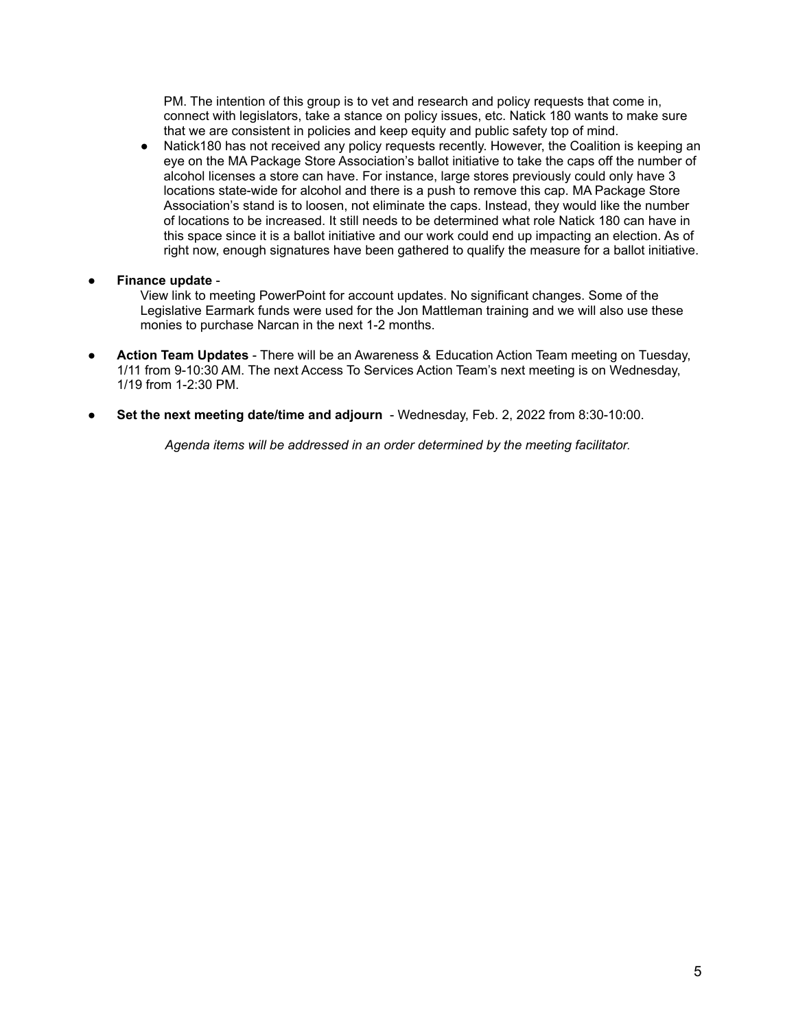PM. The intention of this group is to vet and research and policy requests that come in, connect with legislators, take a stance on policy issues, etc. Natick 180 wants to make sure that we are consistent in policies and keep equity and public safety top of mind.

- Natick180 has not received any policy requests recently. However, the Coalition is keeping an eye on the MA Package Store Association's ballot initiative to take the caps off the number of alcohol licenses a store can have. For instance, large stores previously could only have 3 locations state-wide for alcohol and there is a push to remove this cap. MA Package Store Association's stand is to loosen, not eliminate the caps. Instead, they would like the number of locations to be increased. It still needs to be determined what role Natick 180 can have in this space since it is a ballot initiative and our work could end up impacting an election. As of right now, enough signatures have been gathered to qualify the measure for a ballot initiative.

- **Finance update** -
  View link to meeting PowerPoint for account updates. No significant changes. Some of the Legislative Earmark funds were used for the Jon Mattleman training and we will also use these monies to purchase Narcan in the next 1-2 months.

- **Action Team Updates** - There will be an Awareness & Education Action Team meeting on Tuesday, 1/11 from 9-10:30 AM. The next Access To Services Action Team's next meeting is on Wednesday, 1/19 from 1-2:30 PM.

- **Set the next meeting date/time and adjourn** - Wednesday, Feb. 2, 2022 from 8:30-10:00.

*Agenda items will be addressed in an order determined by the meeting facilitator.*